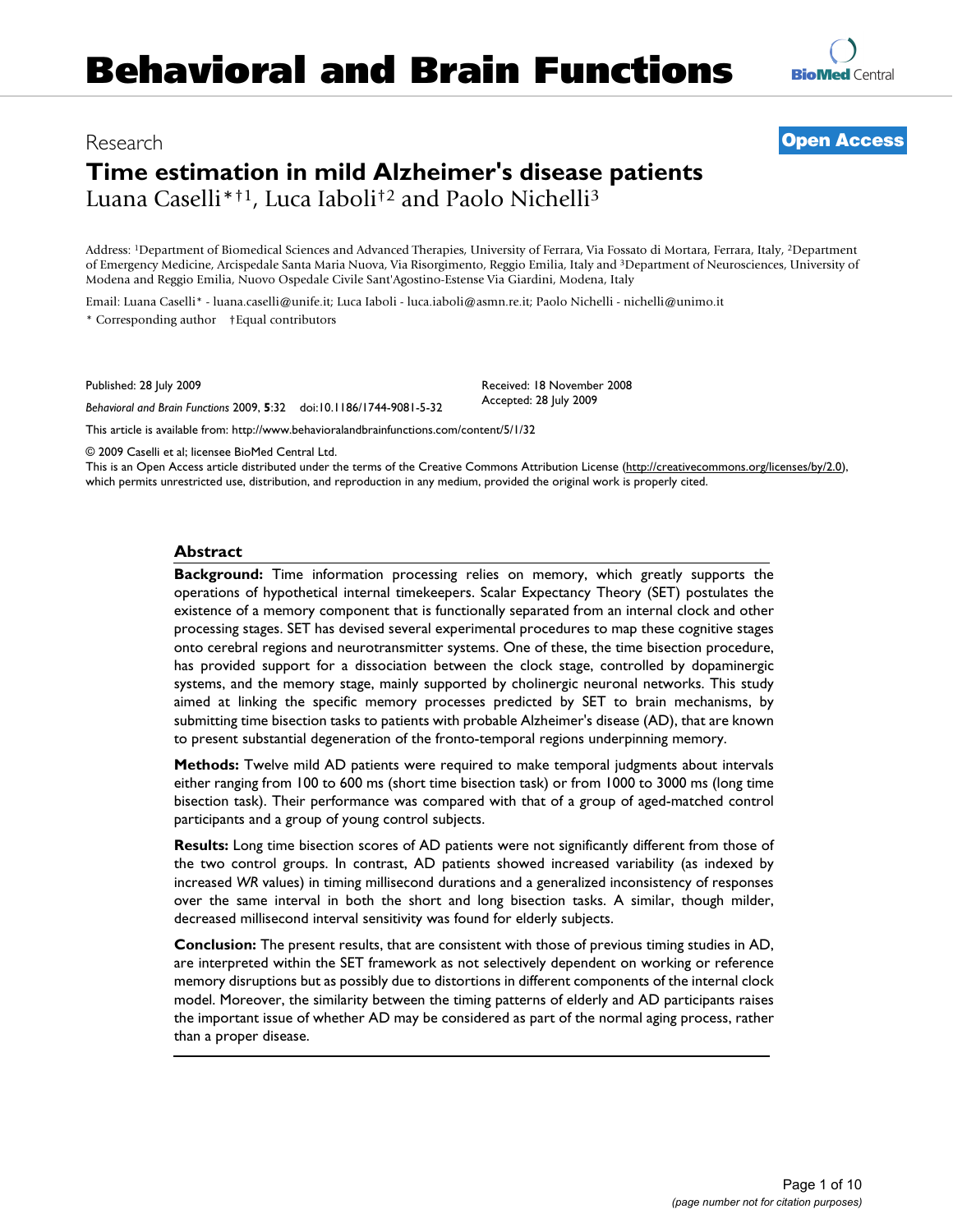# Behavioral and Brain Functions

Research

Open Access

# Time estimation in mild Alzheimer's disease patients

Luana Caselli*†[1], Luca Iaboli†[2] and Paolo Nichelli[3]

Address: [1]Department of Biomedical Sciences and Advanced Therapies, University of Ferrara, Via Fossato di Mortara, Ferrara, Italy, [2]Department of Emergency Medicine, Arcispedale Santa Maria Nuova, Via Risorgimento, Reggio Emilia, Italy and [3]Department of Neurosciences, University of Modena and Reggio Emilia, Nuovo Ospedale Civile Sant'Agostino-Estense Via Giardini, Modena, Italy

Email: Luana Caselli* - luana.caselli@unife.it; Luca Iaboli - luca.iaboli@asmn.re.it; Paolo Nichelli - nichelli@unimo.it

\* Corresponding author †Equal contributors

Published: 28 July 2009

*Behavioral and Brain Functions* 2009, **5**:32 doi:10.1186/1744-9081-5-32

Received: 18 November 2008
Accepted: 28 July 2009

This article is available from: http://www.behavioralandbrainfunctions.com/content/5/1/32

© 2009 Caselli et al; licensee BioMed Central Ltd.
This is an Open Access article distributed under the terms of the Creative Commons Attribution License (http://creativecommons.org/licenses/by/2.0), which permits unrestricted use, distribution, and reproduction in any medium, provided the original work is properly cited.

## Abstract

**Background:** Time information processing relies on memory, which greatly supports the operations of hypothetical internal timekeepers. Scalar Expectancy Theory (SET) postulates the existence of a memory component that is functionally separated from an internal clock and other processing stages. SET has devised several experimental procedures to map these cognitive stages onto cerebral regions and neurotransmitter systems. One of these, the time bisection procedure, has provided support for a dissociation between the clock stage, controlled by dopaminergic systems, and the memory stage, mainly supported by cholinergic neuronal networks. This study aimed at linking the specific memory processes predicted by SET to brain mechanisms, by submitting time bisection tasks to patients with probable Alzheimer's disease (AD), that are known to present substantial degeneration of the fronto-temporal regions underpinning memory.

**Methods:** Twelve mild AD patients were required to make temporal judgments about intervals either ranging from 100 to 600 ms (short time bisection task) or from 1000 to 3000 ms (long time bisection task). Their performance was compared with that of a group of aged-matched control participants and a group of young control subjects.

**Results:** Long time bisection scores of AD patients were not significantly different from those of the two control groups. In contrast, AD patients showed increased variability (as indexed by increased *WR* values) in timing millisecond durations and a generalized inconsistency of responses over the same interval in both the short and long bisection tasks. A similar, though milder, decreased millisecond interval sensitivity was found for elderly subjects.

**Conclusion:** The present results, that are consistent with those of previous timing studies in AD, are interpreted within the SET framework as not selectively dependent on working or reference memory disruptions but as possibly due to distortions in different components of the internal clock model. Moreover, the similarity between the timing patterns of elderly and AD participants raises the important issue of whether AD may be considered as part of the normal aging process, rather than a proper disease.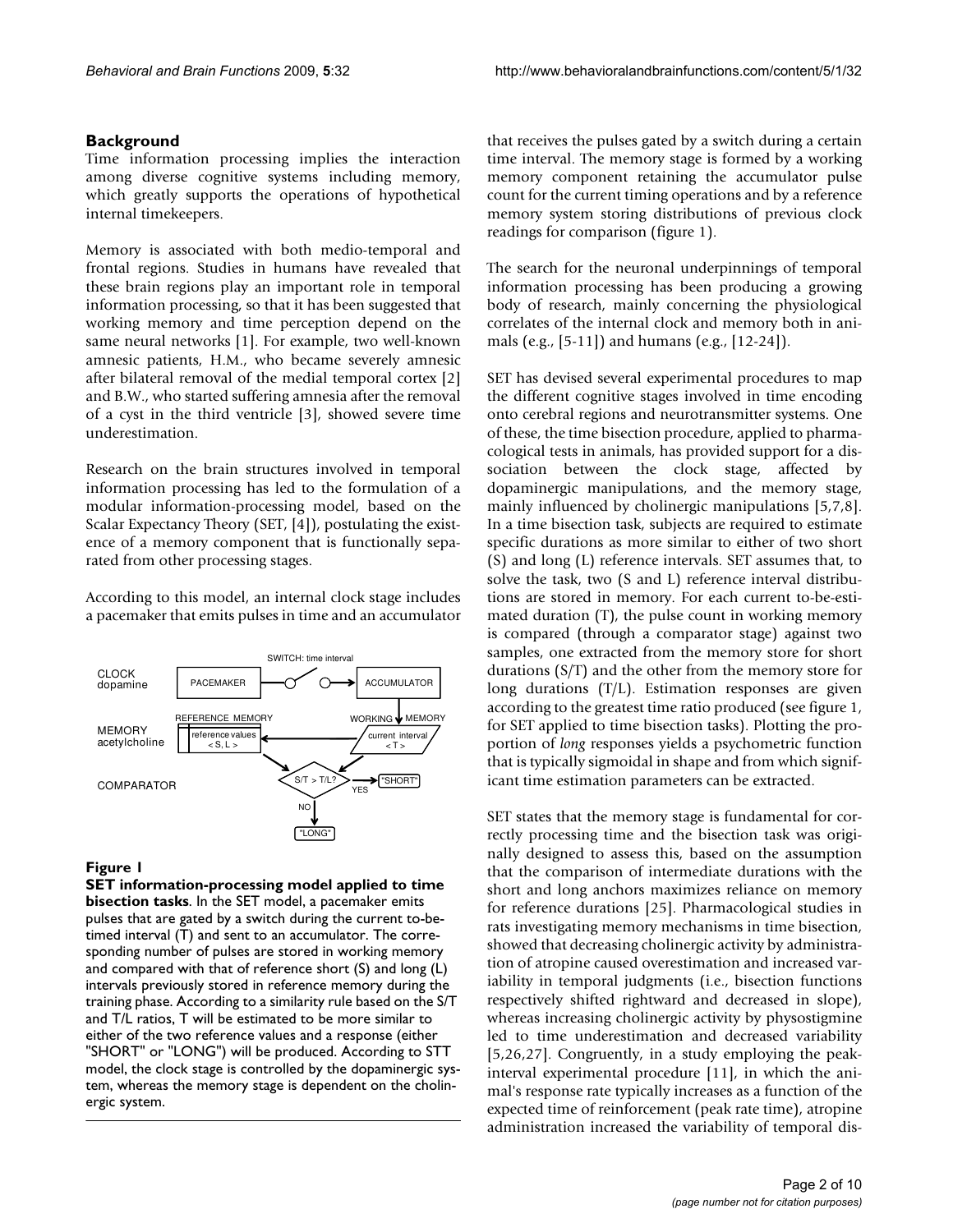## Background

Time information processing implies the interaction among diverse cognitive systems including memory, which greatly supports the operations of hypothetical internal timekeepers.

Memory is associated with both medio-temporal and frontal regions. Studies in humans have revealed that these brain regions play an important role in temporal information processing, so that it has been suggested that working memory and time perception depend on the same neural networks [1]. For example, two well-known amnesic patients, H.M., who became severely amnesic after bilateral removal of the medial temporal cortex [2] and B.W., who started suffering amnesia after the removal of a cyst in the third ventricle [3], showed severe time underestimation.

Research on the brain structures involved in temporal information processing has led to the formulation of a modular information-processing model, based on the Scalar Expectancy Theory (SET, [4]), postulating the existence of a memory component that is functionally separated from other processing stages.

According to this model, an internal clock stage includes a pacemaker that emits pulses in time and an accumulator that receives the pulses gated by a switch during a certain time interval. The memory stage is formed by a working memory component retaining the accumulator pulse count for the current timing operations and by a reference memory system storing distributions of previous clock readings for comparison (figure 1).

CLOCK dopamine
PACEMAKER
SWITCH: time interval
ACCUMULATOR
MEMORY acetylcholine
REFERENCE MEMORY
reference values < S, L >
WORKING MEMORY
current interval < T >
COMPARATOR
S/T > T/L?
YES
"SHORT"
NO
"LONG"

**Figure 1**
**SET information-processing model applied to time bisection tasks**. In the SET model, a pacemaker emits pulses that are gated by a switch during the current to-be-timed interval (T) and sent to an accumulator. The corresponding number of pulses are stored in working memory and compared with that of reference short (S) and long (L) intervals previously stored in reference memory during the training phase. According to a similarity rule based on the S/T and T/L ratios, T will be estimated to be more similar to either of the two reference values and a response (either "SHORT" or "LONG") will be produced. According to STT model, the clock stage is controlled by the dopaminergic system, whereas the memory stage is dependent on the cholinergic system.

The search for the neuronal underpinnings of temporal information processing has been producing a growing body of research, mainly concerning the physiological correlates of the internal clock and memory both in animals (e.g., [5-11]) and humans (e.g., [12-24]).

SET has devised several experimental procedures to map the different cognitive stages involved in time encoding onto cerebral regions and neurotransmitter systems. One of these, the time bisection procedure, applied to pharmacological tests in animals, has provided support for a dissociation between the clock stage, affected by dopaminergic manipulations, and the memory stage, mainly influenced by cholinergic manipulations [5,7,8]. In a time bisection task, subjects are required to estimate specific durations as more similar to either of two short (S) and long (L) reference intervals. SET assumes that, to solve the task, two (S and L) reference interval distributions are stored in memory. For each current to-be-estimated duration (T), the pulse count in working memory is compared (through a comparator stage) against two samples, one extracted from the memory store for short durations (S/T) and the other from the memory store for long durations (T/L). Estimation responses are given according to the greatest time ratio produced (see figure 1, for SET applied to time bisection tasks). Plotting the proportion of *long* responses yields a psychometric function that is typically sigmoidal in shape and from which significant time estimation parameters can be extracted.

SET states that the memory stage is fundamental for correctly processing time and the bisection task was originally designed to assess this, based on the assumption that the comparison of intermediate durations with the short and long anchors maximizes reliance on memory for reference durations [25]. Pharmacological studies in rats investigating memory mechanisms in time bisection, showed that decreasing cholinergic activity by administration of atropine caused overestimation and increased variability in temporal judgments (i.e., bisection functions respectively shifted rightward and decreased in slope), whereas increasing cholinergic activity by physostigmine led to time underestimation and decreased variability [5,26,27]. Congruently, in a study employing the peak-interval experimental procedure [11], in which the animal's response rate typically increases as a function of the expected time of reinforcement (peak rate time), atropine administration increased the variability of temporal dis-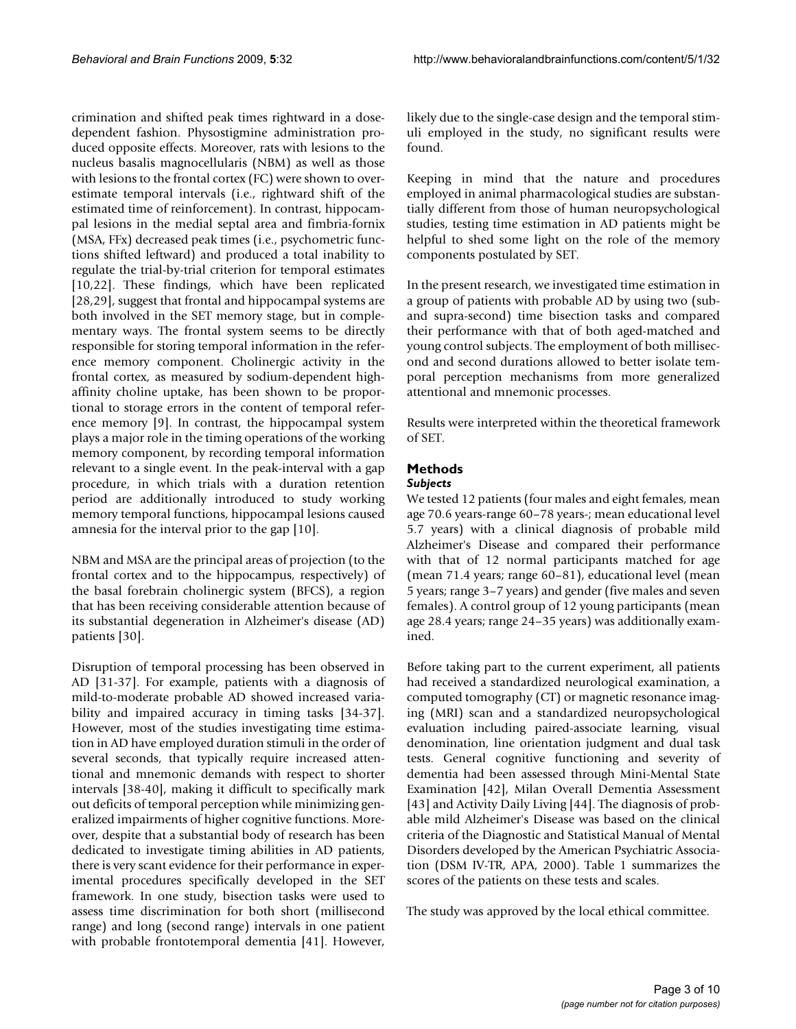crimination and shifted peak times rightward in a dose-dependent fashion. Physostigmine administration produced opposite effects. Moreover, rats with lesions to the nucleus basalis magnocellularis (NBM) as well as those with lesions to the frontal cortex (FC) were shown to overestimate temporal intervals (i.e., rightward shift of the estimated time of reinforcement). In contrast, hippocampal lesions in the medial septal area and fimbria-fornix (MSA, FFx) decreased peak times (i.e., psychometric functions shifted leftward) and produced a total inability to regulate the trial-by-trial criterion for temporal estimates [10,22]. These findings, which have been replicated [28,29], suggest that frontal and hippocampal systems are both involved in the SET memory stage, but in complementary ways. The frontal system seems to be directly responsible for storing temporal information in the reference memory component. Cholinergic activity in the frontal cortex, as measured by sodium-dependent high-affinity choline uptake, has been shown to be proportional to storage errors in the content of temporal reference memory [9]. In contrast, the hippocampal system plays a major role in the timing operations of the working memory component, by recording temporal information relevant to a single event. In the peak-interval with a gap procedure, in which trials with a duration retention period are additionally introduced to study working memory temporal functions, hippocampal lesions caused amnesia for the interval prior to the gap [10].

NBM and MSA are the principal areas of projection (to the frontal cortex and to the hippocampus, respectively) of the basal forebrain cholinergic system (BFCS), a region that has been receiving considerable attention because of its substantial degeneration in Alzheimer's disease (AD) patients [30].

Disruption of temporal processing has been observed in AD [31-37]. For example, patients with a diagnosis of mild-to-moderate probable AD showed increased variability and impaired accuracy in timing tasks [34-37]. However, most of the studies investigating time estimation in AD have employed duration stimuli in the order of several seconds, that typically require increased attentional and mnemonic demands with respect to shorter intervals [38-40], making it difficult to specifically mark out deficits of temporal perception while minimizing generalized impairments of higher cognitive functions. Moreover, despite that a substantial body of research has been dedicated to investigate timing abilities in AD patients, there is very scant evidence for their performance in experimental procedures specifically developed in the SET framework. In one study, bisection tasks were used to assess time discrimination for both short (millisecond range) and long (second range) intervals in one patient with probable frontotemporal dementia [41]. However, likely due to the single-case design and the temporal stimuli employed in the study, no significant results were found.

Keeping in mind that the nature and procedures employed in animal pharmacological studies are substantially different from those of human neuropsychological studies, testing time estimation in AD patients might be helpful to shed some light on the role of the memory components postulated by SET.

In the present research, we investigated time estimation in a group of patients with probable AD by using two (sub- and supra-second) time bisection tasks and compared their performance with that of both aged-matched and young control subjects. The employment of both millisecond and second durations allowed to better isolate temporal perception mechanisms from more generalized attentional and mnemonic processes.

Results were interpreted within the theoretical framework of SET.

## Methods

### *Subjects*

We tested 12 patients (four males and eight females, mean age 70.6 years-range 60–78 years-; mean educational level 5.7 years) with a clinical diagnosis of probable mild Alzheimer's Disease and compared their performance with that of 12 normal participants matched for age (mean 71.4 years; range 60–81), educational level (mean 5 years; range 3–7 years) and gender (five males and seven females). A control group of 12 young participants (mean age 28.4 years; range 24–35 years) was additionally examined.

Before taking part to the current experiment, all patients had received a standardized neurological examination, a computed tomography (CT) or magnetic resonance imaging (MRI) scan and a standardized neuropsychological evaluation including paired-associate learning, visual denomination, line orientation judgment and dual task tests. General cognitive functioning and severity of dementia had been assessed through Mini-Mental State Examination [42], Milan Overall Dementia Assessment [43] and Activity Daily Living [44]. The diagnosis of probable mild Alzheimer's Disease was based on the clinical criteria of the Diagnostic and Statistical Manual of Mental Disorders developed by the American Psychiatric Association (DSM IV-TR, APA, 2000). Table 1 summarizes the scores of the patients on these tests and scales.

The study was approved by the local ethical committee.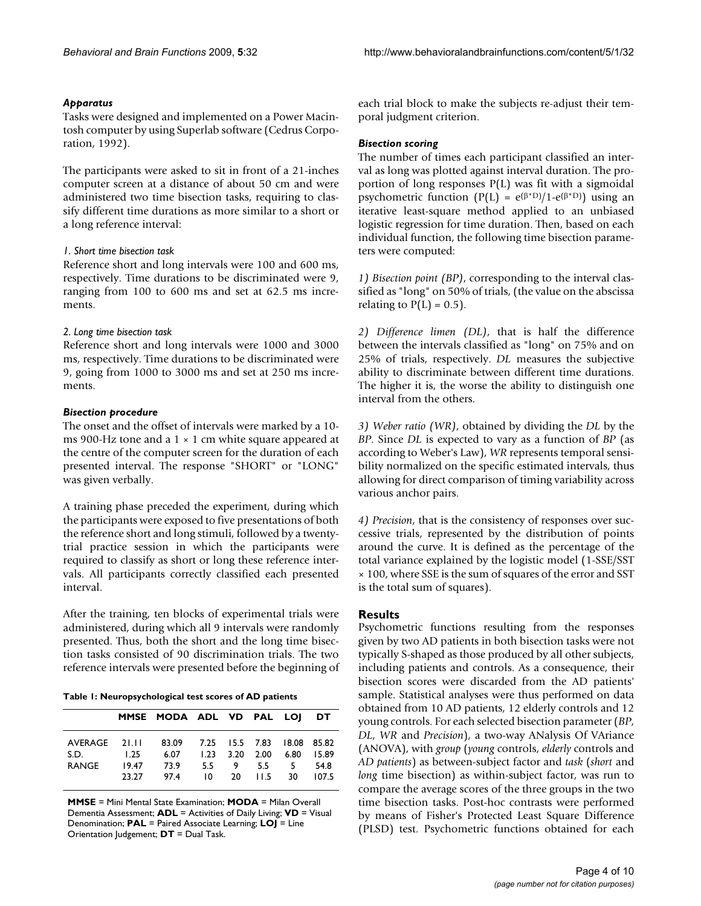### *Apparatus*

Tasks were designed and implemented on a Power Macintosh computer by using Superlab software (Cedrus Corporation, 1992).

The participants were asked to sit in front of a 21-inches computer screen at a distance of about 50 cm and were administered two time bisection tasks, requiring to classify different time durations as more similar to a short or a long reference interval:

#### *1. Short time bisection task*

Reference short and long intervals were 100 and 600 ms, respectively. Time durations to be discriminated were 9, ranging from 100 to 600 ms and set at 62.5 ms increments.

#### *2. Long time bisection task*

Reference short and long intervals were 1000 and 3000 ms, respectively. Time durations to be discriminated were 9, going from 1000 to 3000 ms and set at 250 ms increments.

### *Bisection procedure*

The onset and the offset of intervals were marked by a 10-ms 900-Hz tone and a 1 × 1 cm white square appeared at the centre of the computer screen for the duration of each presented interval. The response "SHORT" or "LONG" was given verbally.

A training phase preceded the experiment, during which the participants were exposed to five presentations of both the reference short and long stimuli, followed by a twenty-trial practice session in which the participants were required to classify as short or long these reference intervals. All participants correctly classified each presented interval.

After the training, ten blocks of experimental trials were administered, during which all 9 intervals were randomly presented. Thus, both the short and the long time bisection tasks consisted of 90 discrimination trials. The two reference intervals were presented before the beginning of each trial block to make the subjects re-adjust their temporal judgment criterion.

**Table 1: Neuropsychological test scores of AD patients**

| | MMSE | MODA | ADL | VD | PAL | LOJ | DT |
|---|---|---|---|---|---|---|---|
| AVERAGE | 21.11 | 83.09 | 7.25 | 15.5 | 7.83 | 18.08 | 85.82 |
| S.D. | 1.25 | 6.07 | 1.23 | 3.20 | 2.00 | 6.80 | 15.89 |
| RANGE | 19.47 | 73.9 | 5.5 | 9 | 5.5 | 5 | 54.8 |
| | 23.27 | 97.4 | 10 | 20 | 11.5 | 30 | 107.5 |

**MMSE** = Mini Mental State Examination; **MODA** = Milan Overall Dementia Assessment; **ADL** = Activities of Daily Living; **VD** = Visual Denomination; **PAL** = Paired Associate Learning; **LOJ** = Line Orientation Judgement; **DT** = Dual Task.

### *Bisection scoring*

The number of times each participant classified an interval as long was plotted against interval duration. The proportion of long responses P(L) was fit with a sigmoidal psychometric function ($P(L) = e^{(\beta^*D)}/1\text{-}e^{(\beta^*D)}$) using an iterative least-square method applied to an unbiased logistic regression for time duration. Then, based on each individual function, the following time bisection parameters were computed:

*1) Bisection point (BP)*, corresponding to the interval classified as "long" on 50% of trials, (the value on the abscissa relating to P(L) = 0.5).

*2) Difference limen (DL)*, that is half the difference between the intervals classified as "long" on 75% and on 25% of trials, respectively. *DL* measures the subjective ability to discriminate between different time durations. The higher it is, the worse the ability to distinguish one interval from the others.

*3) Weber ratio (WR)*, obtained by dividing the *DL* by the *BP*. Since *DL* is expected to vary as a function of *BP* (as according to Weber's Law), *WR* represents temporal sensibility normalized on the specific estimated intervals, thus allowing for direct comparison of timing variability across various anchor pairs.

*4) Precision*, that is the consistency of responses over successive trials, represented by the distribution of points around the curve. It is defined as the percentage of the total variance explained by the logistic model (1-SSE/SST × 100, where SSE is the sum of squares of the error and SST is the total sum of squares).

## Results

Psychometric functions resulting from the responses given by two AD patients in both bisection tasks were not typically S-shaped as those produced by all other subjects, including patients and controls. As a consequence, their bisection scores were discarded from the AD patients' sample. Statistical analyses were thus performed on data obtained from 10 AD patients, 12 elderly controls and 12 young controls. For each selected bisection parameter (*BP*, *DL*, *WR* and *Precision*), a two-way ANalysis Of VAriance (ANOVA), with *group* (*young* controls, *elderly* controls and *AD patients*) as between-subject factor and *task* (*short* and *long* time bisection) as within-subject factor, was run to compare the average scores of the three groups in the two time bisection tasks. Post-hoc contrasts were performed by means of Fisher's Protected Least Square Difference (PLSD) test. Psychometric functions obtained for each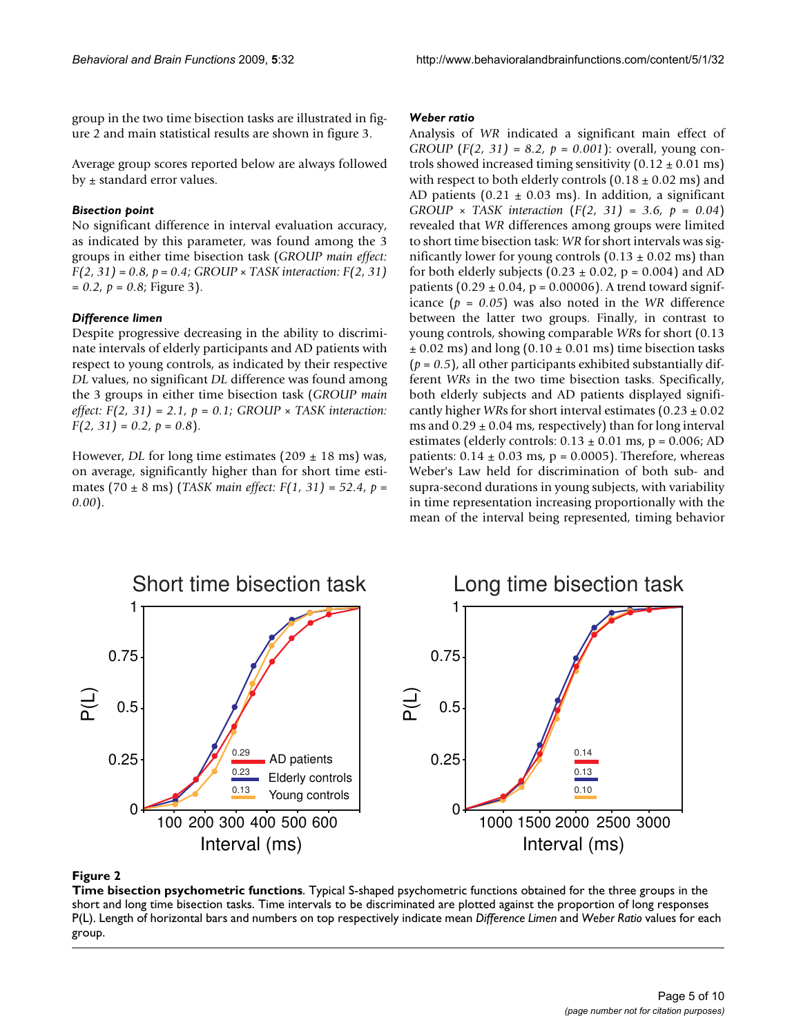group in the two time bisection tasks are illustrated in figure 2 and main statistical results are shown in figure 3.

Average group scores reported below are always followed by ± standard error values.

#### *Bisection point*

No significant difference in interval evaluation accuracy, as indicated by this parameter, was found among the 3 groups in either time bisection task (*GROUP main effect: $F(2, 31) = 0.8$, $p = 0.4$; GROUP × TASK interaction: $F(2, 31) = 0.2$, $p = 0.8$*; Figure 3).

#### *Difference limen*

Despite progressive decreasing in the ability to discriminate intervals of elderly participants and AD patients with respect to young controls, as indicated by their respective *DL* values, no significant *DL* difference was found among the 3 groups in either time bisection task (*GROUP main effect: $F(2, 31) = 2.1$, $p = 0.1$; GROUP × TASK interaction: $F(2, 31) = 0.2$, $p = 0.8$*).

However, *DL* for long time estimates (209 ± 18 ms) was, on average, significantly higher than for short time estimates (70 ± 8 ms) (*TASK main effect: $F(1, 31) = 52.4$, $p = 0.00$*).

#### *Weber ratio*

Analysis of *WR* indicated a significant main effect of *GROUP* (*$F(2, 31) = 8.2$, $p = 0.001$*): overall, young controls showed increased timing sensitivity (0.12 ± 0.01 ms) with respect to both elderly controls (0.18 ± 0.02 ms) and AD patients (0.21 ± 0.03 ms). In addition, a significant *GROUP × TASK interaction* (*$F(2, 31) = 3.6$, $p = 0.04$*) revealed that *WR* differences among groups were limited to short time bisection task: *WR* for short intervals was significantly lower for young controls (0.13 ± 0.02 ms) than for both elderly subjects (0.23 ± 0.02, p = 0.004) and AD patients (0.29 ± 0.04, p = 0.00006). A trend toward significance (*$p = 0.05$*) was also noted in the *WR* difference between the latter two groups. Finally, in contrast to young controls, showing comparable *WR*s for short (0.13 ± 0.02 ms) and long (0.10 ± 0.01 ms) time bisection tasks (*$p = 0.5$*), all other participants exhibited substantially different *WRs* in the two time bisection tasks. Specifically, both elderly subjects and AD patients displayed significantly higher *WR*s for short interval estimates (0.23 ± 0.02 ms and 0.29 ± 0.04 ms, respectively) than for long interval estimates (elderly controls: 0.13 ± 0.01 ms, p = 0.006; AD patients: 0.14 ± 0.03 ms, p = 0.0005). Therefore, whereas Weber's Law held for discrimination of both sub- and supra-second durations in young subjects, with variability in time representation increasing proportionally with the mean of the interval being represented, timing behavior

**Figure 2**

**Time bisection psychometric functions**. Typical S-shaped psychometric functions obtained for the three groups in the short and long time bisection tasks. Time intervals to be discriminated are plotted against the proportion of long responses P(L). Length of horizontal bars and numbers on top respectively indicate mean *Difference Limen* and *Weber Ratio* values for each group.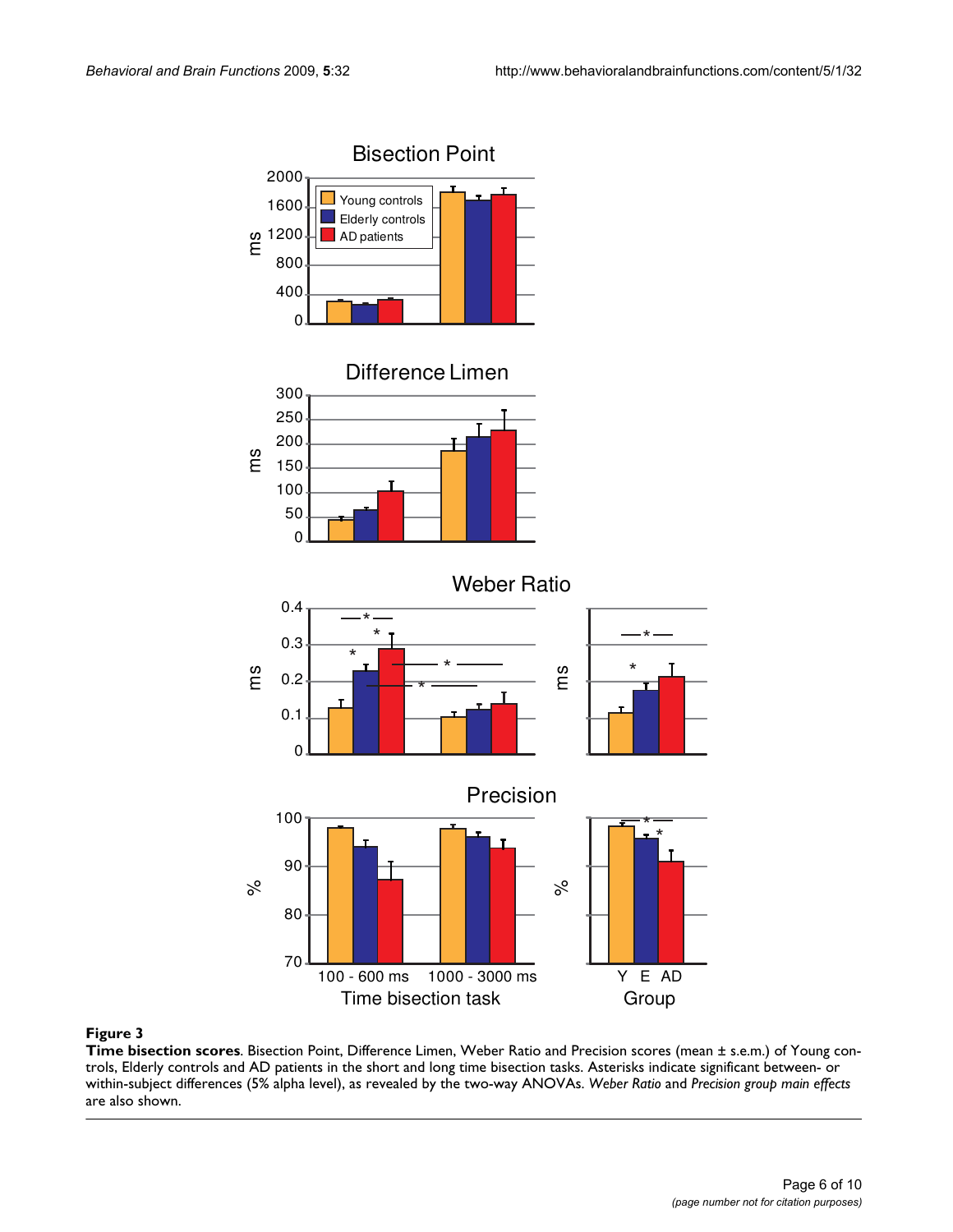**Figure 3**

**Time bisection scores**. Bisection Point, Difference Limen, Weber Ratio and Precision scores (mean ± s.e.m.) of Young controls, Elderly controls and AD patients in the short and long time bisection tasks. Asterisks indicate significant between- or within-subject differences (5% alpha level), as revealed by the two-way ANOVAs. *Weber Ratio* and *Precision group main effects* are also shown.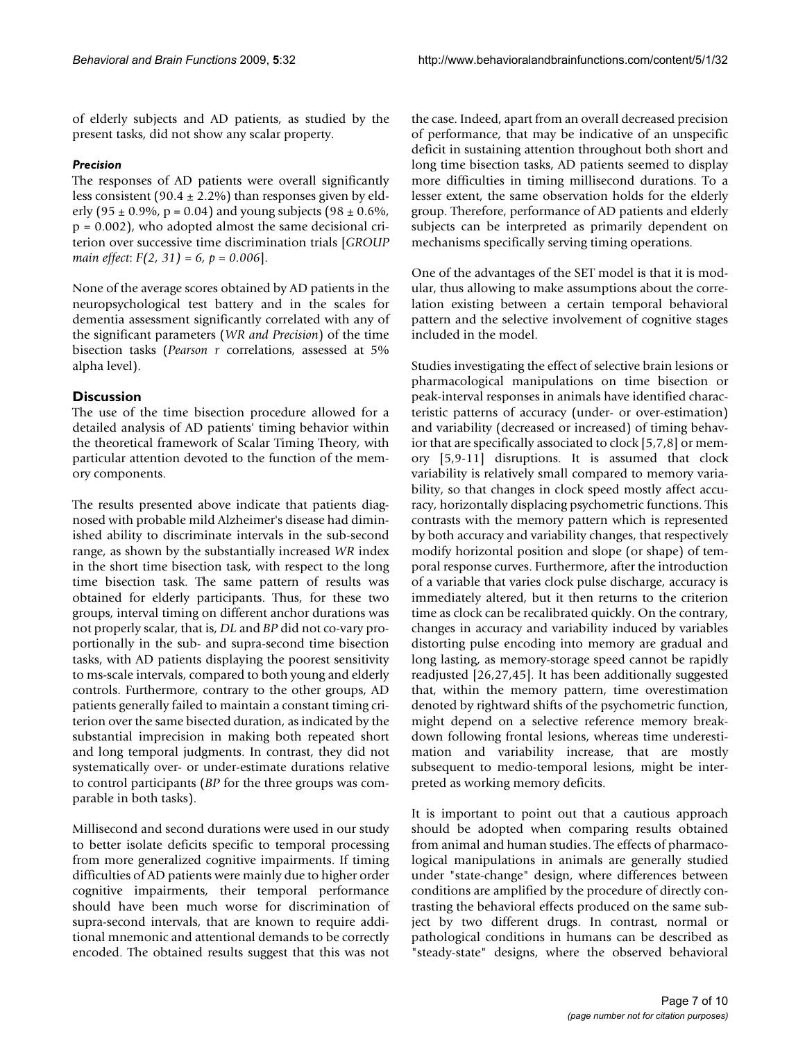of elderly subjects and AD patients, as studied by the present tasks, did not show any scalar property.

### *Precision*

The responses of AD patients were overall significantly less consistent (90.4 ± 2.2%) than responses given by elderly (95 ± 0.9%, $p = 0.04$) and young subjects (98 ± 0.6%, $p = 0.002$), who adopted almost the same decisional criterion over successive time discrimination trials [*GROUP main effect*: $F(2, 31) = 6$, $p = 0.006$].

None of the average scores obtained by AD patients in the neuropsychological test battery and in the scales for dementia assessment significantly correlated with any of the significant parameters (*WR and Precision*) of the time bisection tasks (*Pearson r* correlations, assessed at 5% alpha level).

## Discussion

The use of the time bisection procedure allowed for a detailed analysis of AD patients' timing behavior within the theoretical framework of Scalar Timing Theory, with particular attention devoted to the function of the memory components.

The results presented above indicate that patients diagnosed with probable mild Alzheimer's disease had diminished ability to discriminate intervals in the sub-second range, as shown by the substantially increased *WR* index in the short time bisection task, with respect to the long time bisection task. The same pattern of results was obtained for elderly participants. Thus, for these two groups, interval timing on different anchor durations was not properly scalar, that is, *DL* and *BP* did not co-vary proportionally in the sub- and supra-second time bisection tasks, with AD patients displaying the poorest sensitivity to ms-scale intervals, compared to both young and elderly controls. Furthermore, contrary to the other groups, AD patients generally failed to maintain a constant timing criterion over the same bisected duration, as indicated by the substantial imprecision in making both repeated short and long temporal judgments. In contrast, they did not systematically over- or under-estimate durations relative to control participants (*BP* for the three groups was comparable in both tasks).

Millisecond and second durations were used in our study to better isolate deficits specific to temporal processing from more generalized cognitive impairments. If timing difficulties of AD patients were mainly due to higher order cognitive impairments, their temporal performance should have been much worse for discrimination of supra-second intervals, that are known to require additional mnemonic and attentional demands to be correctly encoded. The obtained results suggest that this was not the case. Indeed, apart from an overall decreased precision of performance, that may be indicative of an unspecific deficit in sustaining attention throughout both short and long time bisection tasks, AD patients seemed to display more difficulties in timing millisecond durations. To a lesser extent, the same observation holds for the elderly group. Therefore, performance of AD patients and elderly subjects can be interpreted as primarily dependent on mechanisms specifically serving timing operations.

One of the advantages of the SET model is that it is modular, thus allowing to make assumptions about the correlation existing between a certain temporal behavioral pattern and the selective involvement of cognitive stages included in the model.

Studies investigating the effect of selective brain lesions or pharmacological manipulations on time bisection or peak-interval responses in animals have identified characteristic patterns of accuracy (under- or over-estimation) and variability (decreased or increased) of timing behavior that are specifically associated to clock [5,7,8] or memory [5,9-11] disruptions. It is assumed that clock variability is relatively small compared to memory variability, so that changes in clock speed mostly affect accuracy, horizontally displacing psychometric functions. This contrasts with the memory pattern which is represented by both accuracy and variability changes, that respectively modify horizontal position and slope (or shape) of temporal response curves. Furthermore, after the introduction of a variable that varies clock pulse discharge, accuracy is immediately altered, but it then returns to the criterion time as clock can be recalibrated quickly. On the contrary, changes in accuracy and variability induced by variables distorting pulse encoding into memory are gradual and long lasting, as memory-storage speed cannot be rapidly readjusted [26,27,45]. It has been additionally suggested that, within the memory pattern, time overestimation denoted by rightward shifts of the psychometric function, might depend on a selective reference memory breakdown following frontal lesions, whereas time underestimation and variability increase, that are mostly subsequent to medio-temporal lesions, might be interpreted as working memory deficits.

It is important to point out that a cautious approach should be adopted when comparing results obtained from animal and human studies. The effects of pharmacological manipulations in animals are generally studied under "state-change" design, where differences between conditions are amplified by the procedure of directly contrasting the behavioral effects produced on the same subject by two different drugs. In contrast, normal or pathological conditions in humans can be described as "steady-state" designs, where the observed behavioral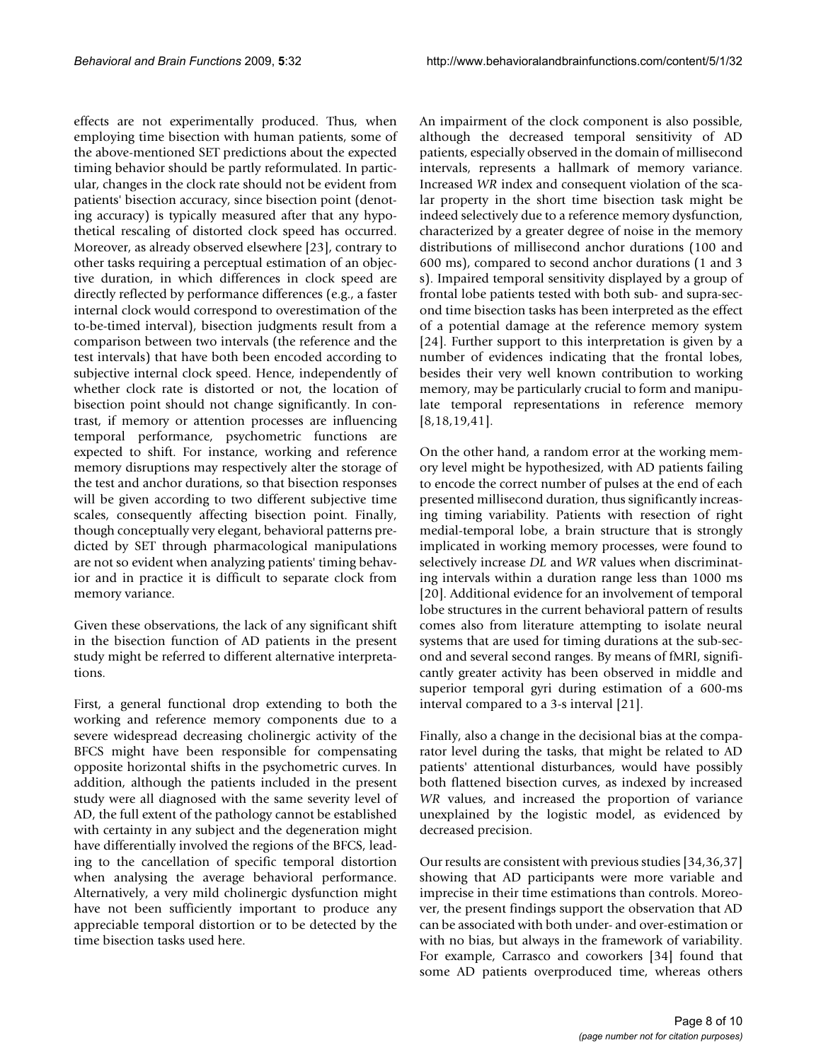effects are not experimentally produced. Thus, when employing time bisection with human patients, some of the above-mentioned SET predictions about the expected timing behavior should be partly reformulated. In particular, changes in the clock rate should not be evident from patients' bisection accuracy, since bisection point (denoting accuracy) is typically measured after that any hypothetical rescaling of distorted clock speed has occurred. Moreover, as already observed elsewhere [23], contrary to other tasks requiring a perceptual estimation of an objective duration, in which differences in clock speed are directly reflected by performance differences (e.g., a faster internal clock would correspond to overestimation of the to-be-timed interval), bisection judgments result from a comparison between two intervals (the reference and the test intervals) that have both been encoded according to subjective internal clock speed. Hence, independently of whether clock rate is distorted or not, the location of bisection point should not change significantly. In contrast, if memory or attention processes are influencing temporal performance, psychometric functions are expected to shift. For instance, working and reference memory disruptions may respectively alter the storage of the test and anchor durations, so that bisection responses will be given according to two different subjective time scales, consequently affecting bisection point. Finally, though conceptually very elegant, behavioral patterns predicted by SET through pharmacological manipulations are not so evident when analyzing patients' timing behavior and in practice it is difficult to separate clock from memory variance.

Given these observations, the lack of any significant shift in the bisection function of AD patients in the present study might be referred to different alternative interpretations.

First, a general functional drop extending to both the working and reference memory components due to a severe widespread decreasing cholinergic activity of the BFCS might have been responsible for compensating opposite horizontal shifts in the psychometric curves. In addition, although the patients included in the present study were all diagnosed with the same severity level of AD, the full extent of the pathology cannot be established with certainty in any subject and the degeneration might have differentially involved the regions of the BFCS, leading to the cancellation of specific temporal distortion when analysing the average behavioral performance. Alternatively, a very mild cholinergic dysfunction might have not been sufficiently important to produce any appreciable temporal distortion or to be detected by the time bisection tasks used here.

An impairment of the clock component is also possible, although the decreased temporal sensitivity of AD patients, especially observed in the domain of millisecond intervals, represents a hallmark of memory variance. Increased *WR* index and consequent violation of the scalar property in the short time bisection task might be indeed selectively due to a reference memory dysfunction, characterized by a greater degree of noise in the memory distributions of millisecond anchor durations (100 and 600 ms), compared to second anchor durations (1 and 3 s). Impaired temporal sensitivity displayed by a group of frontal lobe patients tested with both sub- and supra-second time bisection tasks has been interpreted as the effect of a potential damage at the reference memory system [24]. Further support to this interpretation is given by a number of evidences indicating that the frontal lobes, besides their very well known contribution to working memory, may be particularly crucial to form and manipulate temporal representations in reference memory [8,18,19,41].

On the other hand, a random error at the working memory level might be hypothesized, with AD patients failing to encode the correct number of pulses at the end of each presented millisecond duration, thus significantly increasing timing variability. Patients with resection of right medial-temporal lobe, a brain structure that is strongly implicated in working memory processes, were found to selectively increase *DL* and *WR* values when discriminating intervals within a duration range less than 1000 ms [20]. Additional evidence for an involvement of temporal lobe structures in the current behavioral pattern of results comes also from literature attempting to isolate neural systems that are used for timing durations at the sub-second and several second ranges. By means of fMRI, significantly greater activity has been observed in middle and superior temporal gyri during estimation of a 600-ms interval compared to a 3-s interval [21].

Finally, also a change in the decisional bias at the comparator level during the tasks, that might be related to AD patients' attentional disturbances, would have possibly both flattened bisection curves, as indexed by increased *WR* values, and increased the proportion of variance unexplained by the logistic model, as evidenced by decreased precision.

Our results are consistent with previous studies [34,36,37] showing that AD participants were more variable and imprecise in their time estimations than controls. Moreover, the present findings support the observation that AD can be associated with both under- and over-estimation or with no bias, but always in the framework of variability. For example, Carrasco and coworkers [34] found that some AD patients overproduced time, whereas others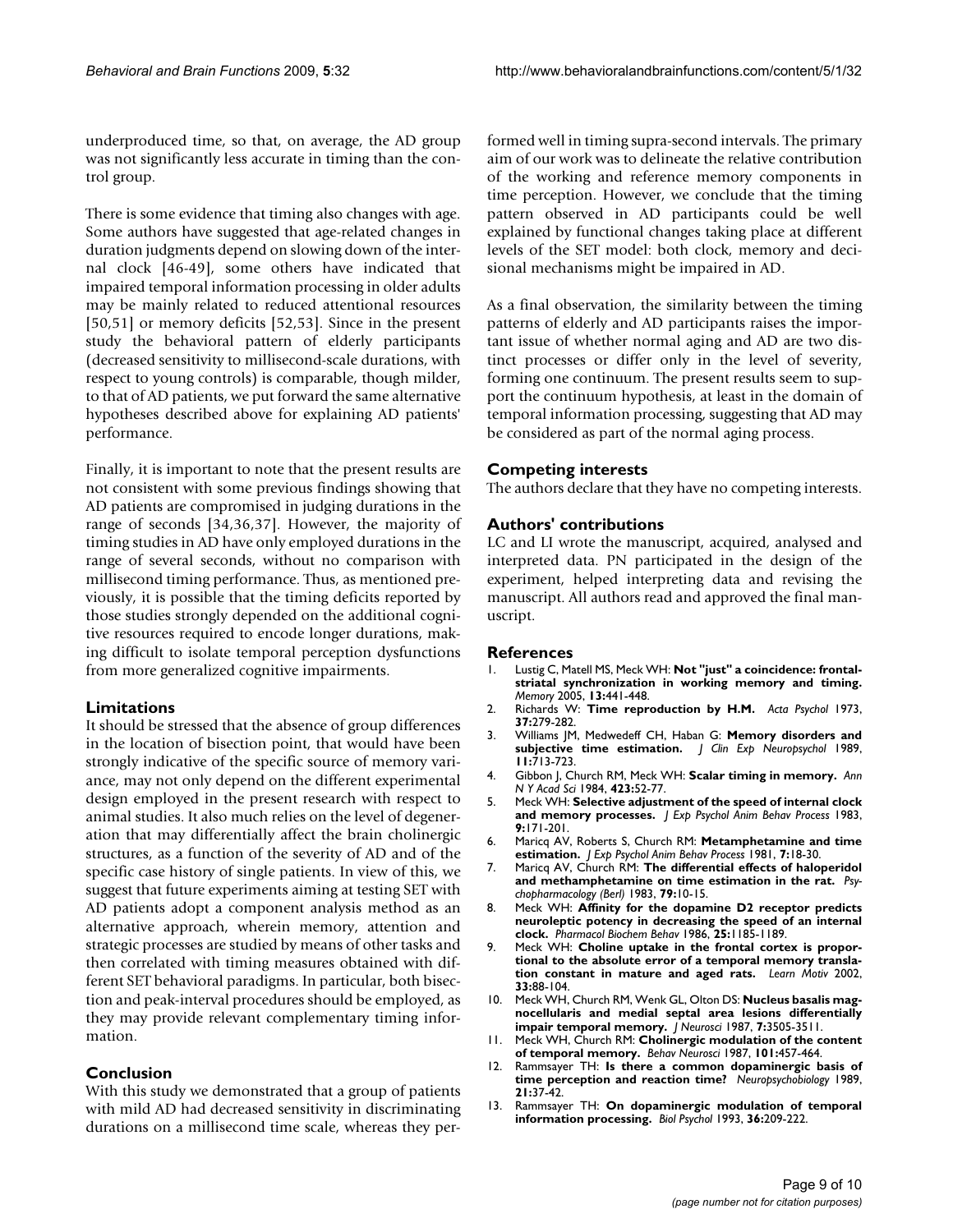underproduced time, so that, on average, the AD group was not significantly less accurate in timing than the control group.

There is some evidence that timing also changes with age. Some authors have suggested that age-related changes in duration judgments depend on slowing down of the internal clock [46-49], some others have indicated that impaired temporal information processing in older adults may be mainly related to reduced attentional resources [50,51] or memory deficits [52,53]. Since in the present study the behavioral pattern of elderly participants (decreased sensitivity to millisecond-scale durations, with respect to young controls) is comparable, though milder, to that of AD patients, we put forward the same alternative hypotheses described above for explaining AD patients' performance.

Finally, it is important to note that the present results are not consistent with some previous findings showing that AD patients are compromised in judging durations in the range of seconds [34,36,37]. However, the majority of timing studies in AD have only employed durations in the range of several seconds, without no comparison with millisecond timing performance. Thus, as mentioned previously, it is possible that the timing deficits reported by those studies strongly depended on the additional cognitive resources required to encode longer durations, making difficult to isolate temporal perception dysfunctions from more generalized cognitive impairments.

## Limitations

It should be stressed that the absence of group differences in the location of bisection point, that would have been strongly indicative of the specific source of memory variance, may not only depend on the different experimental design employed in the present research with respect to animal studies. It also much relies on the level of degeneration that may differentially affect the brain cholinergic structures, as a function of the severity of AD and of the specific case history of single patients. In view of this, we suggest that future experiments aiming at testing SET with AD patients adopt a component analysis method as an alternative approach, wherein memory, attention and strategic processes are studied by means of other tasks and then correlated with timing measures obtained with different SET behavioral paradigms. In particular, both bisection and peak-interval procedures should be employed, as they may provide relevant complementary timing information.

## Conclusion

With this study we demonstrated that a group of patients with mild AD had decreased sensitivity in discriminating durations on a millisecond time scale, whereas they performed well in timing supra-second intervals. The primary aim of our work was to delineate the relative contribution of the working and reference memory components in time perception. However, we conclude that the timing pattern observed in AD participants could be well explained by functional changes taking place at different levels of the SET model: both clock, memory and decisional mechanisms might be impaired in AD.

As a final observation, the similarity between the timing patterns of elderly and AD participants raises the important issue of whether normal aging and AD are two distinct processes or differ only in the level of severity, forming one continuum. The present results seem to support the continuum hypothesis, at least in the domain of temporal information processing, suggesting that AD may be considered as part of the normal aging process.

## Competing interests

The authors declare that they have no competing interests.

## Authors' contributions

LC and LI wrote the manuscript, acquired, analysed and interpreted data. PN participated in the design of the experiment, helped interpreting data and revising the manuscript. All authors read and approved the final manuscript.

## References

1. Lustig C, Matell MS, Meck WH: **Not "just" a coincidence: frontal-striatal synchronization in working memory and timing.** *Memory* 2005, **13:**441-448.
2. Richards W: **Time reproduction by H.M.** *Acta Psychol* 1973, **37:**279-282.
3. Williams JM, Medwedeff CH, Haban G: **Memory disorders and subjective time estimation.** *J Clin Exp Neuropsychol* 1989, **11:**713-723.
4. Gibbon J, Church RM, Meck WH: **Scalar timing in memory.** *Ann N Y Acad Sci* 1984, **423:**52-77.
5. Meck WH: **Selective adjustment of the speed of internal clock and memory processes.** *J Exp Psychol Anim Behav Process* 1983, **9:**171-201.
6. Maricq AV, Roberts S, Church RM: **Metamphetamine and time estimation.** *J Exp Psychol Anim Behav Process* 1981, **7:**18-30.
7. Maricq AV, Church RM: **The differential effects of haloperidol and methamphetamine on time estimation in the rat.** *Psychopharmacology (Berl)* 1983, **79:**10-15.
8. Meck WH: **Affinity for the dopamine D2 receptor predicts neuroleptic potency in decreasing the speed of an internal clock.** *Pharmacol Biochem Behav* 1986, **25:**1185-1189.
9. Meck WH: **Choline uptake in the frontal cortex is proportional to the absolute error of a temporal memory translation constant in mature and aged rats.** *Learn Motiv* 2002, **33:**88-104.
10. Meck WH, Church RM, Wenk GL, Olton DS: **Nucleus basalis magnocellularis and medial septal area lesions differentially impair temporal memory.** *J Neurosci* 1987, **7:**3505-3511.
11. Meck WH, Church RM: **Cholinergic modulation of the content of temporal memory.** *Behav Neurosci* 1987, **101:**457-464.
12. Rammsayer TH: **Is there a common dopaminergic basis of time perception and reaction time?** *Neuropsychobiology* 1989, **21:**37-42.
13. Rammsayer TH: **On dopaminergic modulation of temporal information processing.** *Biol Psychol* 1993, **36:**209-222.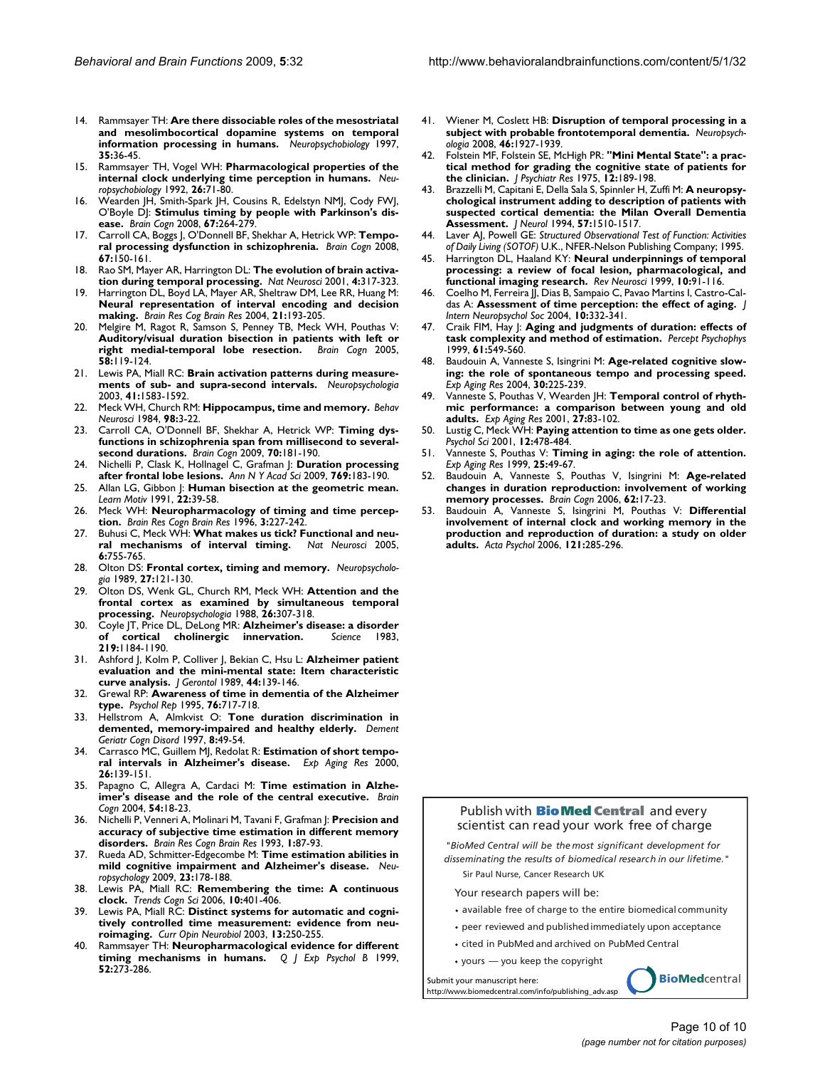14. Rammsayer TH: **Are there dissociable roles of the mesostriatal and mesolimbocortical dopamine systems on temporal information processing in humans.** *Neuropsychobiology* 1997, **35:**36-45.
15. Rammsayer TH, Vogel WH: **Pharmacological properties of the internal clock underlying time perception in humans.** *Neuropsychobiology* 1992, **26:**71-80.
16. Wearden JH, Smith-Spark JH, Cousins R, Edelstyn NMJ, Cody FWJ, O'Boyle DJ: **Stimulus timing by people with Parkinson's disease.** *Brain Cogn* 2008, **67:**264-279.
17. Carroll CA, Boggs J, O'Donnell BF, Shekhar A, Hetrick WP: **Temporal processing dysfunction in schizophrenia.** *Brain Cogn* 2008, **67:**150-161.
18. Rao SM, Mayer AR, Harrington DL: **The evolution of brain activation during temporal processing.** *Nat Neurosci* 2001, **4:**317-323.
19. Harrington DL, Boyd LA, Mayer AR, Sheltraw DM, Lee RR, Huang M: **Neural representation of interval encoding and decision making.** *Brain Res Cog Brain Res* 2004, **21:**193-205.
20. Melgire M, Ragot R, Samson S, Penney TB, Meck WH, Pouthas V: **Auditory/visual duration bisection in patients with left or right medial-temporal lobe resection.** *Brain Cogn* 2005, **58:**119-124.
21. Lewis PA, Miall RC: **Brain activation patterns during measurements of sub- and supra-second intervals.** *Neuropsychologia* 2003, **41:**1583-1592.
22. Meck WH, Church RM: **Hippocampus, time and memory.** *Behav Neurosci* 1984, **98:**3-22.
23. Carroll CA, O'Donnell BF, Shekhar A, Hetrick WP: **Timing dysfunctions in schizophrenia span from millisecond to several-second durations.** *Brain Cogn* 2009, **70:**181-190.
24. Nichelli P, Clask K, Hollnagel C, Grafman J: **Duration processing after frontal lobe lesions.** *Ann N Y Acad Sci* 2009, **769:**183-190.
25. Allan LG, Gibbon J: **Human bisection at the geometric mean.** *Learn Motiv* 1991, **22:**39-58.
26. Meck WH: **Neuropharmacology of timing and time perception.** *Brain Res Cogn Brain Res* 1996, **3:**227-242.
27. Buhusi C, Meck WH: **What makes us tick? Functional and neural mechanisms of interval timing.** *Nat Neurosci* 2005, **6:**755-765.
28. Olton DS: **Frontal cortex, timing and memory.** *Neuropsychologia* 1989, **27:**121-130.
29. Olton DS, Wenk GL, Church RM, Meck WH: **Attention and the frontal cortex as examined by simultaneous temporal processing.** *Neuropsychologia* 1988, **26:**307-318.
30. Coyle JT, Price DL, DeLong MR: **Alzheimer's disease: a disorder of cortical cholinergic innervation.** *Science* 1983, **219:**1184-1190.
31. Ashford J, Kolm P, Colliver J, Bekian C, Hsu L: **Alzheimer patient evaluation and the mini-mental state: Item characteristic curve analysis.** *J Gerontol* 1989, **44:**139-146.
32. Grewal RP: **Awareness of time in dementia of the Alzheimer type.** *Psychol Rep* 1995, **76:**717-718.
33. Hellstrom A, Almkvist O: **Tone duration discrimination in demented, memory-impaired and healthy elderly.** *Dement Geriatr Cogn Disord* 1997, **8:**49-54.
34. Carrasco MC, Guillem MJ, Redolat R: **Estimation of short temporal intervals in Alzheimer's disease.** *Exp Aging Res* 2000, **26:**139-151.
35. Papagno C, Allegra A, Cardaci M: **Time estimation in Alzheimer's disease and the role of the central executive.** *Brain Cogn* 2004, **54:**18-23.
36. Nichelli P, Venneri A, Molinari M, Tavani F, Grafman J: **Precision and accuracy of subjective time estimation in different memory disorders.** *Brain Res Cogn Brain Res* 1993, **1:**87-93.
37. Rueda AD, Schmitter-Edgecombe M: **Time estimation abilities in mild cognitive impairment and Alzheimer's disease.** *Neuropsychology* 2009, **23:**178-188.
38. Lewis PA, Miall RC: **Remembering the time: A continuous clock.** *Trends Cogn Sci* 2006, **10:**401-406.
39. Lewis PA, Miall RC: **Distinct systems for automatic and cognitively controlled time measurement: evidence from neuroimaging.** *Curr Opin Neurobiol* 2003, **13:**250-255.
40. Rammsayer TH: **Neuropharmacological evidence for different timing mechanisms in humans.** *Q J Exp Psychol B* 1999, **52:**273-286.
41. Wiener M, Coslett HB: **Disruption of temporal processing in a subject with probable frontotemporal dementia.** *Neuropsychologia* 2008, **46:**1927-1939.
42. Folstein MF, Folstein SE, McHigh PR: **"Mini Mental State": a practical method for grading the cognitive state of patients for the clinician.** *J Psychiatr Res* 1975, **12:**189-198.
43. Brazzelli M, Capitani E, Della Sala S, Spinnler H, Zuffi M: **A neuropsychological instrument adding to description of patients with suspected cortical dementia: the Milan Overall Dementia Assessment.** *J Neurol* 1994, **57:**1510-1517.
44. Laver AJ, Powell GE: *Structured Observational Test of Function: Activities of Daily Living (SOTOF)* U.K., NFER-Nelson Publishing Company; 1995.
45. Harrington DL, Haaland KY: **Neural underpinnings of temporal processing: a review of focal lesion, pharmacological, and functional imaging research.** *Rev Neurosci* 1999, **10:**91-116.
46. Coelho M, Ferreira JJ, Dias B, Sampaio C, Pavao Martins I, Castro-Caldas A: **Assessment of time perception: the effect of aging.** *J Intern Neuropsychol Soc* 2004, **10:**332-341.
47. Craik FIM, Hay J: **Aging and judgments of duration: effects of task complexity and method of estimation.** *Percept Psychophys* 1999, **61:**549-560.
48. Baudouin A, Vanneste S, Isingrini M: **Age-related cognitive slowing: the role of spontaneous tempo and processing speed.** *Exp Aging Res* 2004, **30:**225-239.
49. Vanneste S, Pouthas V, Wearden JH: **Temporal control of rhythmic performance: a comparison between young and old adults.** *Exp Aging Res* 2001, **27:**83-102.
50. Lustig C, Meck WH: **Paying attention to time as one gets older.** *Psychol Sci* 2001, **12:**478-484.
51. Vanneste S, Pouthas V: **Timing in aging: the role of attention.** *Exp Aging Res* 1999, **25:**49-67.
52. Baudouin A, Vanneste S, Pouthas V, Isingrini M: **Age-related changes in duration reproduction: involvement of working memory processes.** *Brain Cogn* 2006, **62:**17-23.
53. Baudouin A, Vanneste S, Isingrini M, Pouthas V: **Differential involvement of internal clock and working memory in the production and reproduction of duration: a study on older adults.** *Acta Psychol* 2006, **121:**285-296.

Publish with **BioMed Central** and every scientist can read your work free of charge

*"BioMed Central will be the most significant development for disseminating the results of biomedical research in our lifetime."*
Sir Paul Nurse, Cancer Research UK

Your research papers will be:

- available free of charge to the entire biomedical community
- peer reviewed and published immediately upon acceptance
- cited in PubMed and archived on PubMed Central
- yours — you keep the copyright

Submit your manuscript here:
http://www.biomedcentral.com/info/publishing_adv.asp

**BioMed**central